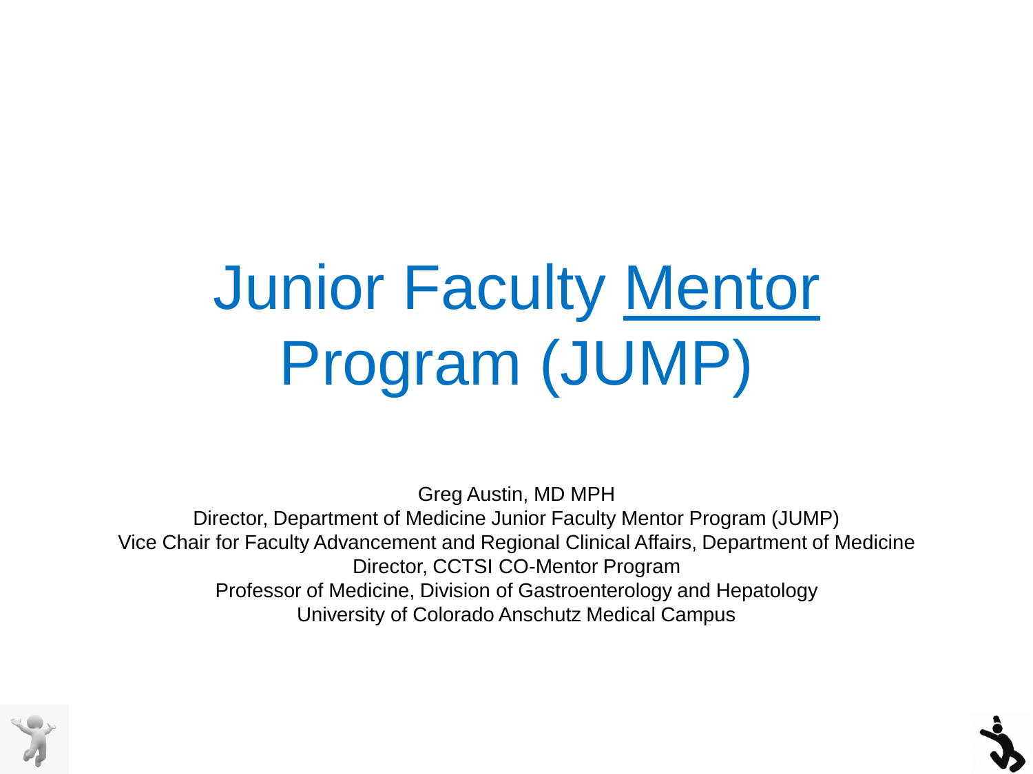# Junior Faculty Mentor Program (JUMP)

Greg Austin, MD MPH
Director, Department of Medicine Junior Faculty Mentor Program (JUMP)
Vice Chair for Faculty Advancement and Regional Clinical Affairs, Department of Medicine
Director, CCTSI CO-Mentor Program
Professor of Medicine, Division of Gastroenterology and Hepatology
University of Colorado Anschutz Medical Campus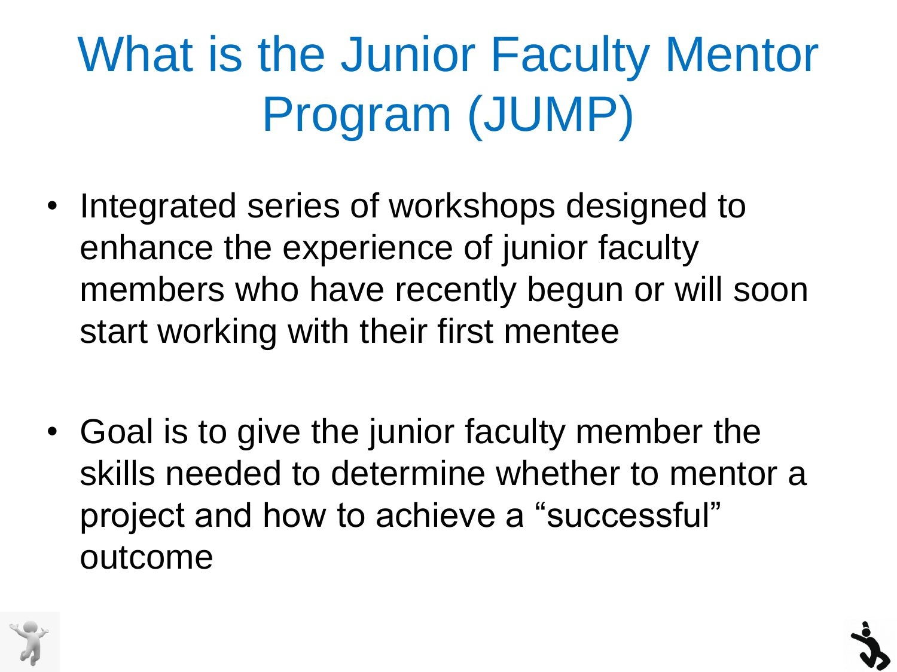# What is the Junior Faculty Mentor Program (JUMP)

- Integrated series of workshops designed to enhance the experience of junior faculty members who have recently begun or will soon start working with their first mentee

- Goal is to give the junior faculty member the skills needed to determine whether to mentor a project and how to achieve a "successful" outcome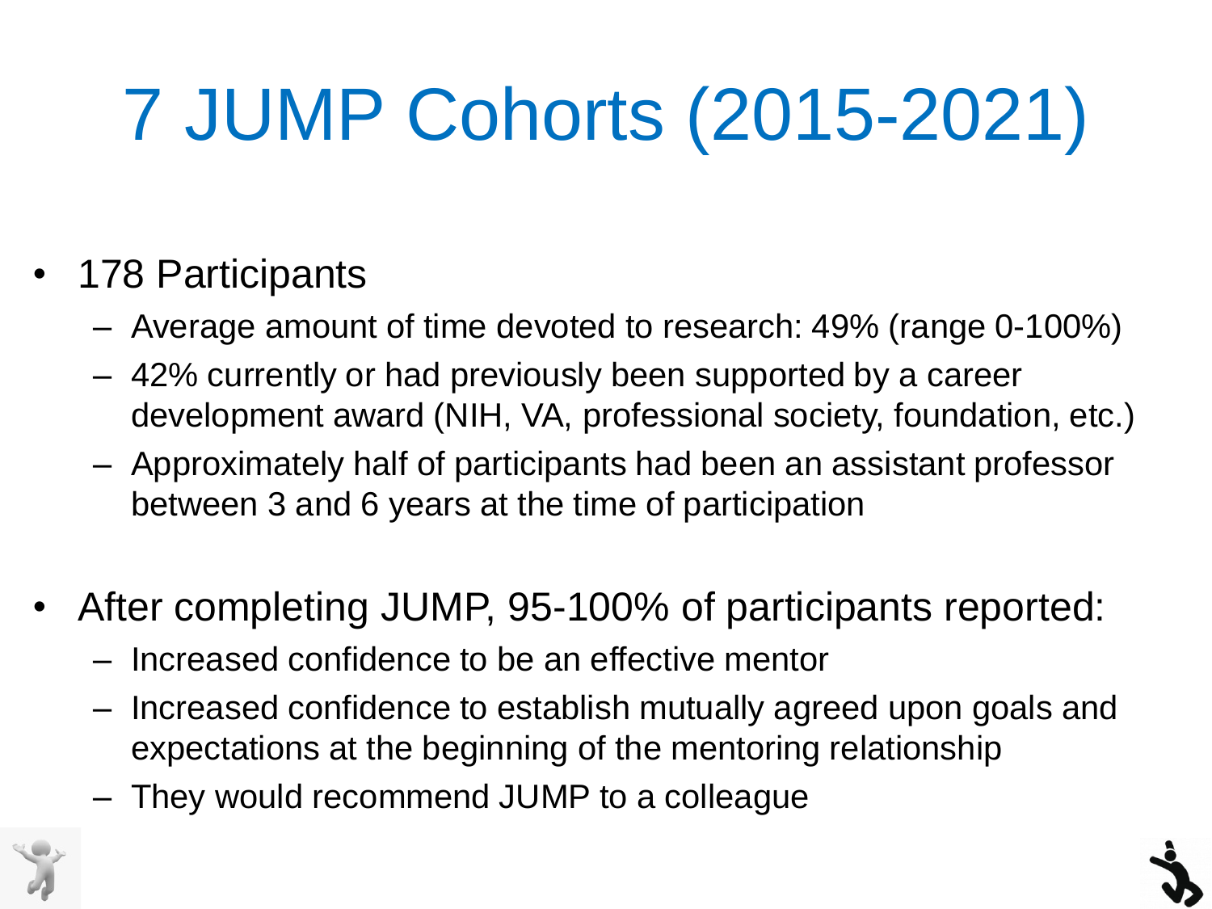# 7 JUMP Cohorts (2015-2021)

- 178 Participants
  - Average amount of time devoted to research: 49% (range 0-100%)
  - 42% currently or had previously been supported by a career development award (NIH, VA, professional society, foundation, etc.)
  - Approximately half of participants had been an assistant professor between 3 and 6 years at the time of participation

- After completing JUMP, 95-100% of participants reported:
  - Increased confidence to be an effective mentor
  - Increased confidence to establish mutually agreed upon goals and expectations at the beginning of the mentoring relationship
  - They would recommend JUMP to a colleague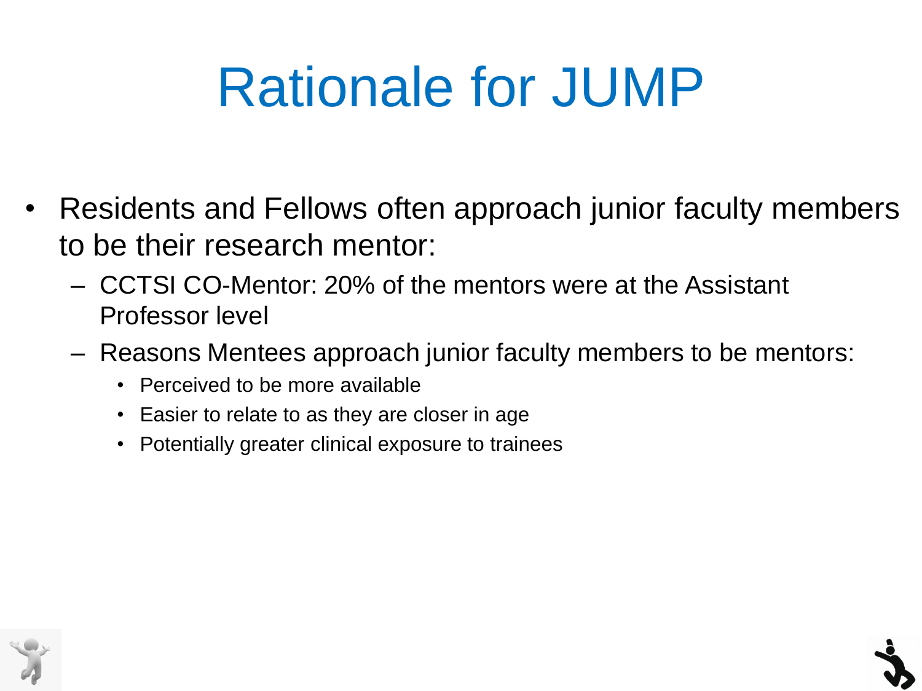# Rationale for JUMP

- Residents and Fellows often approach junior faculty members to be their research mentor:
  - CCTSI CO-Mentor: 20% of the mentors were at the Assistant Professor level
  - Reasons Mentees approach junior faculty members to be mentors:
    - Perceived to be more available
    - Easier to relate to as they are closer in age
    - Potentially greater clinical exposure to trainees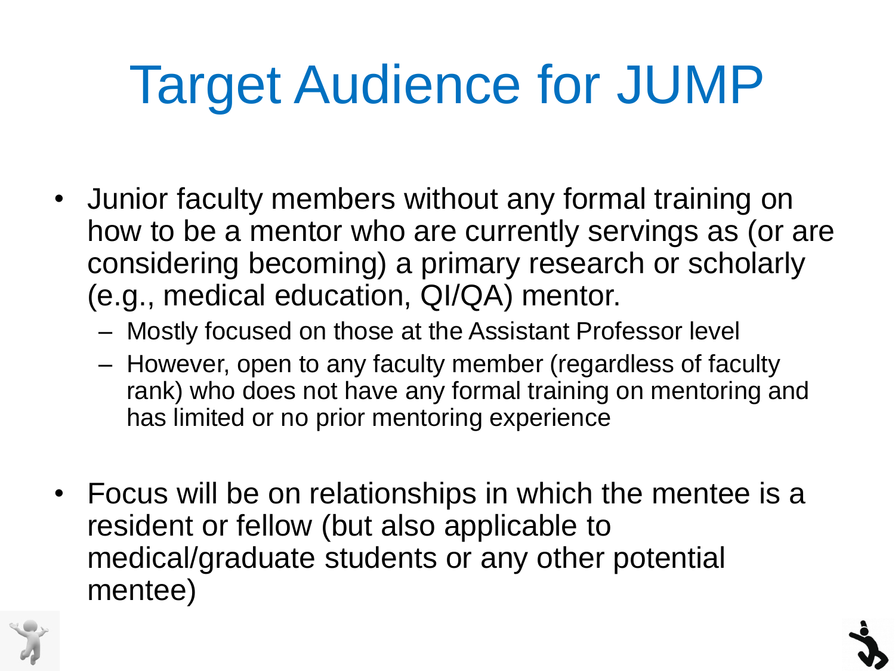# Target Audience for JUMP

- Junior faculty members without any formal training on how to be a mentor who are currently servings as (or are considering becoming) a primary research or scholarly (e.g., medical education, QI/QA) mentor.
  - Mostly focused on those at the Assistant Professor level
  - However, open to any faculty member (regardless of faculty rank) who does not have any formal training on mentoring and has limited or no prior mentoring experience
- Focus will be on relationships in which the mentee is a resident or fellow (but also applicable to medical/graduate students or any other potential mentee)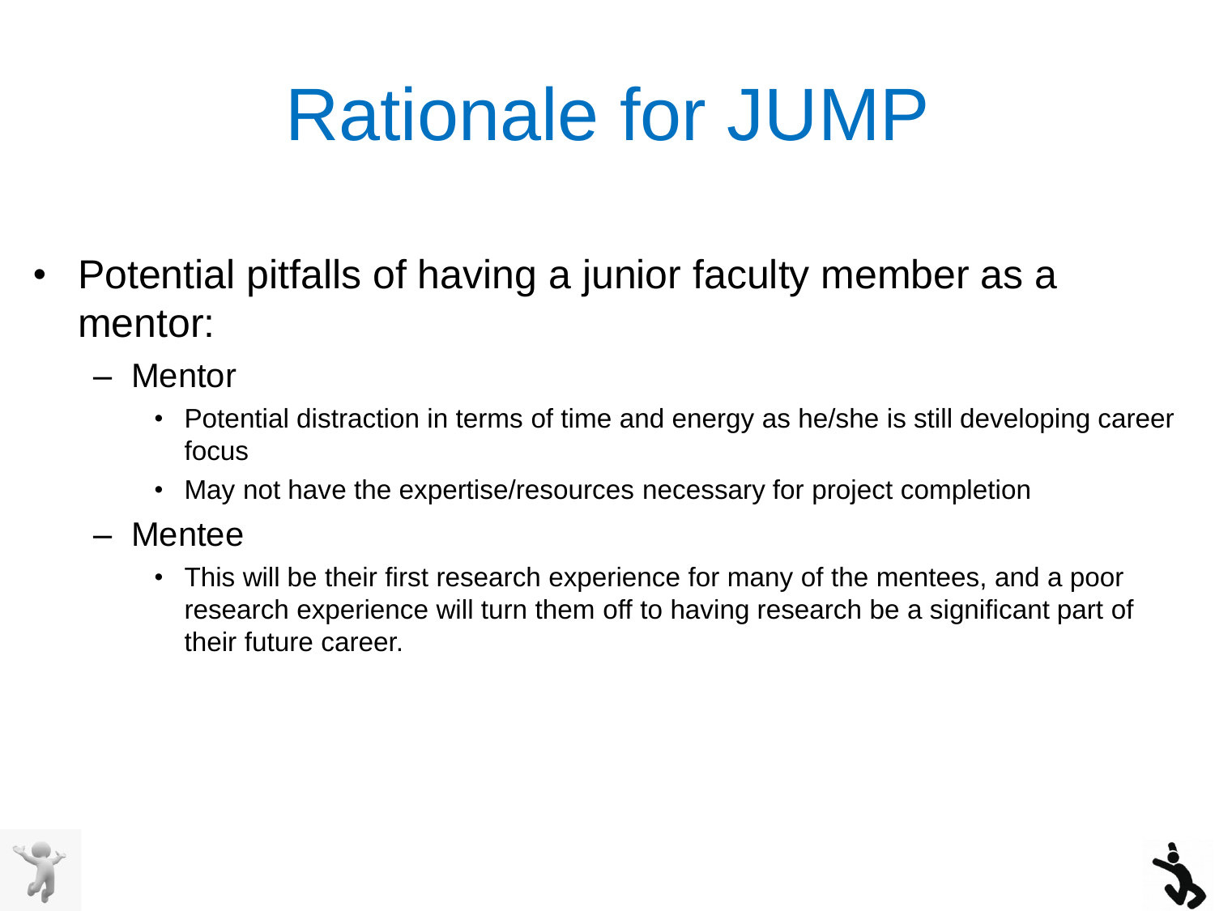# Rationale for JUMP

- Potential pitfalls of having a junior faculty member as a mentor:
  - Mentor
    - Potential distraction in terms of time and energy as he/she is still developing career focus
    - May not have the expertise/resources necessary for project completion
  - Mentee
    - This will be their first research experience for many of the mentees, and a poor research experience will turn them off to having research be a significant part of their future career.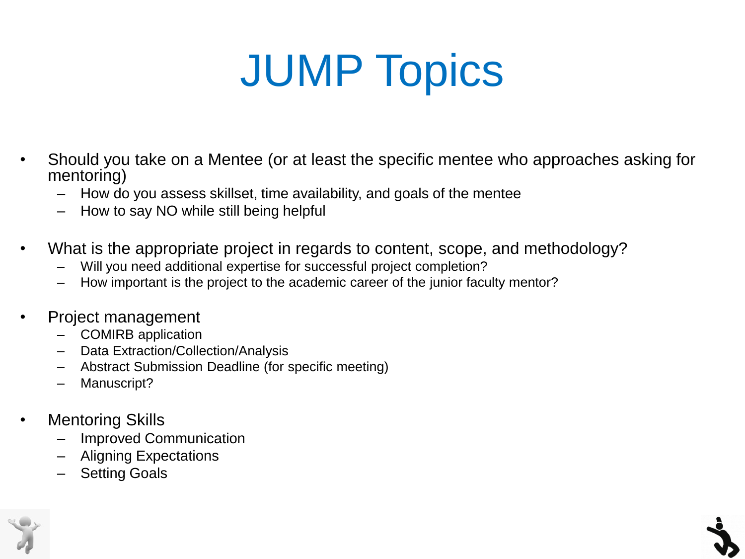# JUMP Topics

- Should you take on a Mentee (or at least the specific mentee who approaches asking for mentoring)
  - How do you assess skillset, time availability, and goals of the mentee
  - How to say NO while still being helpful
- What is the appropriate project in regards to content, scope, and methodology?
  - Will you need additional expertise for successful project completion?
  - How important is the project to the academic career of the junior faculty mentor?
- Project management
  - COMIRB application
  - Data Extraction/Collection/Analysis
  - Abstract Submission Deadline (for specific meeting)
  - Manuscript?
- Mentoring Skills
  - Improved Communication
  - Aligning Expectations
  - Setting Goals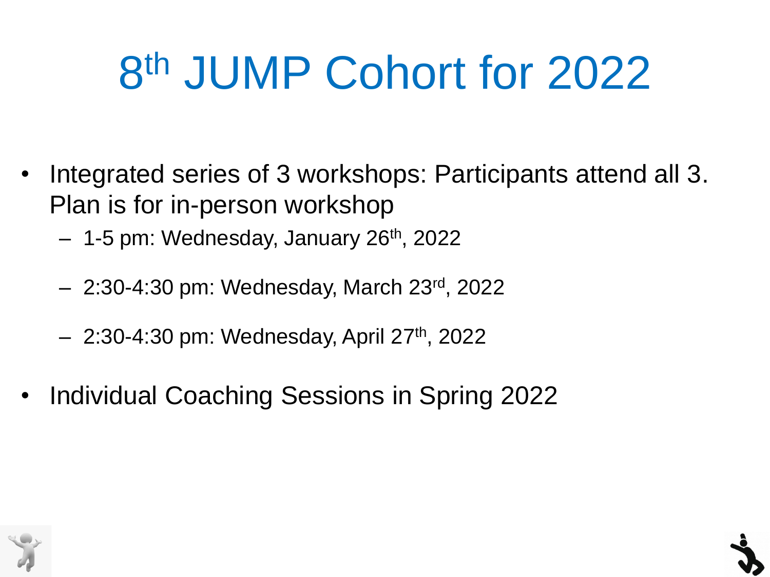# 8th JUMP Cohort for 2022

- Integrated series of 3 workshops: Participants attend all 3. Plan is for in-person workshop
  - 1-5 pm: Wednesday, January 26th, 2022
  - 2:30-4:30 pm: Wednesday, March 23rd, 2022
  - 2:30-4:30 pm: Wednesday, April 27th, 2022
- Individual Coaching Sessions in Spring 2022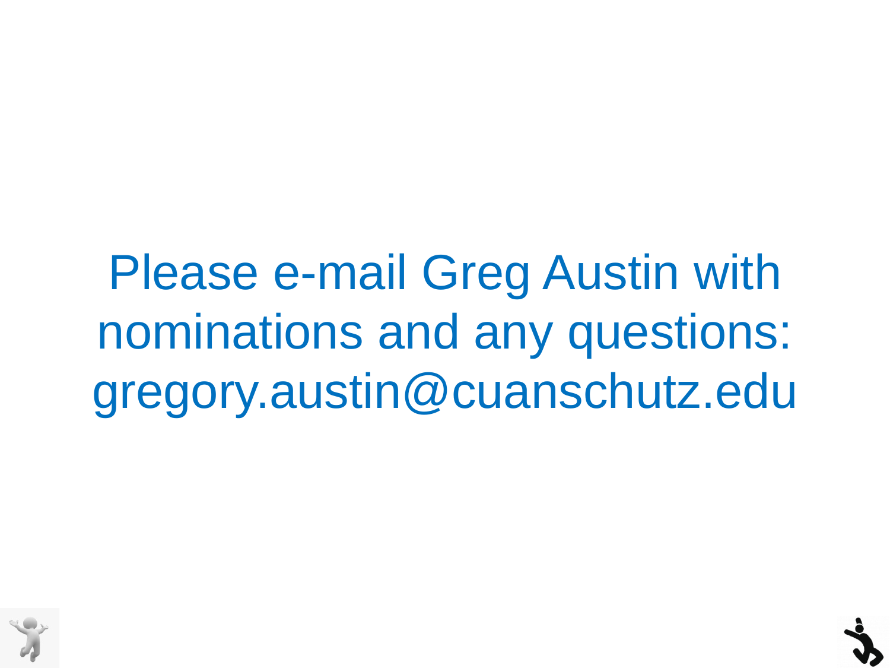Please e-mail Greg Austin with nominations and any questions: gregory.austin@cuanschutz.edu